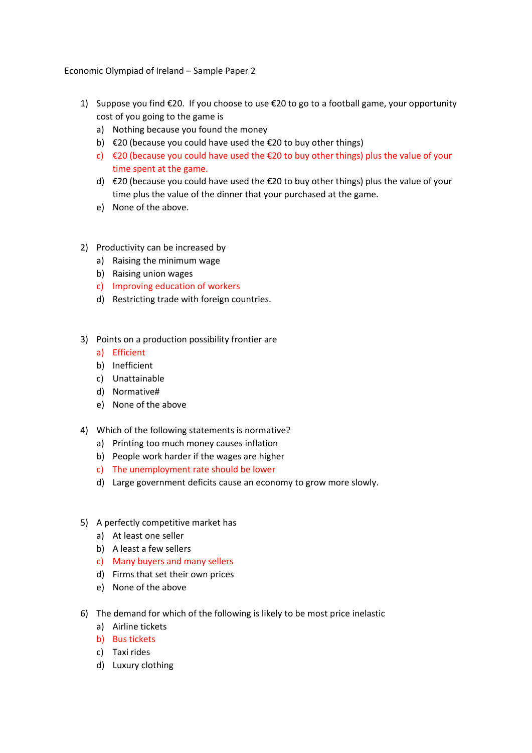Economic Olympiad of Ireland – Sample Paper 2

1) Suppose you find €20. If you choose to use €20 to go to a football game, your opportunity cost of you going to the game is
   a) Nothing because you found the money
   b) €20 (because you could have used the €20 to buy other things)
   c) €20 (because you could have used the €20 to buy other things) plus the value of your time spent at the game.
   d) €20 (because you could have used the €20 to buy other things) plus the value of your time plus the value of the dinner that your purchased at the game.
   e) None of the above.

2) Productivity can be increased by
   a) Raising the minimum wage
   b) Raising union wages
   c) Improving education of workers
   d) Restricting trade with foreign countries.

3) Points on a production possibility frontier are
   a) Efficient
   b) Inefficient
   c) Unattainable
   d) Normative#
   e) None of the above

4) Which of the following statements is normative?
   a) Printing too much money causes inflation
   b) People work harder if the wages are higher
   c) The unemployment rate should be lower
   d) Large government deficits cause an economy to grow more slowly.

5) A perfectly competitive market has
   a) At least one seller
   b) A least a few sellers
   c) Many buyers and many sellers
   d) Firms that set their own prices
   e) None of the above

6) The demand for which of the following is likely to be most price inelastic
   a) Airline tickets
   b) Bus tickets
   c) Taxi rides
   d) Luxury clothing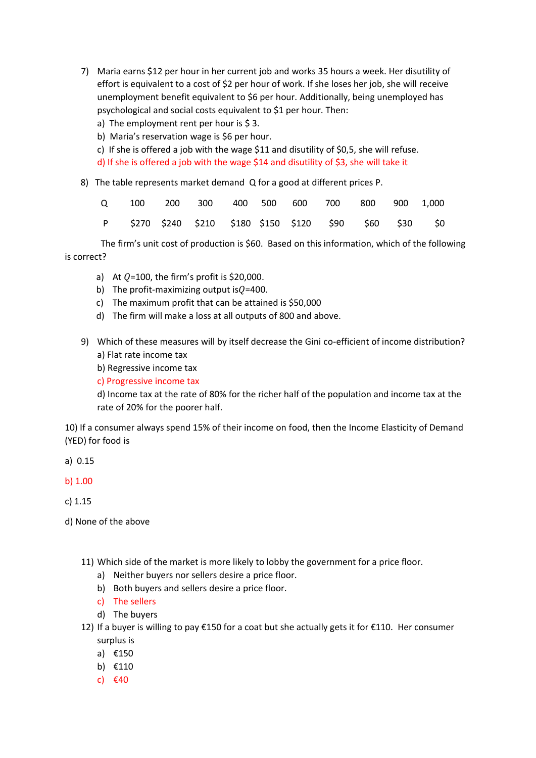7) Maria earns $12 per hour in her current job and works 35 hours a week. Her disutility of effort is equivalent to a cost of $2 per hour of work. If she loses her job, she will receive unemployment benefit equivalent to $6 per hour. Additionally, being unemployed has psychological and social costs equivalent to $1 per hour. Then:

   a) The employment rent per hour is $ 3.

   b) Maria's reservation wage is $6 per hour.

   c) If she is offered a job with the wage $11 and disutility of $0,5, she will refuse.

   d) If she is offered a job with the wage $14 and disutility of $3, she will take it

8) The table represents market demand Q for a good at different prices P.

| Q | 100 | 200 | 300 | 400 | 500 | 600 | 700 | 800 | 900 | 1,000 |
|---|---|---|---|---|---|---|---|---|---|---|
| P | $270 | $240 | $210 | $180 | $150 | $120 | $90 | $60 | $30 | $0 |

The firm's unit cost of production is $60. Based on this information, which of the following is correct?

   a) At $Q$=100, the firm's profit is $20,000.

   b) The profit-maximizing output is $Q$=400.

   c) The maximum profit that can be attained is $50,000

   d) The firm will make a loss at all outputs of 800 and above.

9) Which of these measures will by itself decrease the Gini co-efficient of income distribution?

   a) Flat rate income tax

   b) Regressive income tax

   c) Progressive income tax

   d) Income tax at the rate of 80% for the richer half of the population and income tax at the rate of 20% for the poorer half.

10) If a consumer always spend 15% of their income on food, then the Income Elasticity of Demand (YED) for food is

a) 0.15

b) 1.00

c) 1.15

d) None of the above

11) Which side of the market is more likely to lobby the government for a price floor.

   a) Neither buyers nor sellers desire a price floor.

   b) Both buyers and sellers desire a price floor.

   c) The sellers

   d) The buyers

12) If a buyer is willing to pay €150 for a coat but she actually gets it for €110. Her consumer surplus is

   a) €150

   b) €110

   c) €40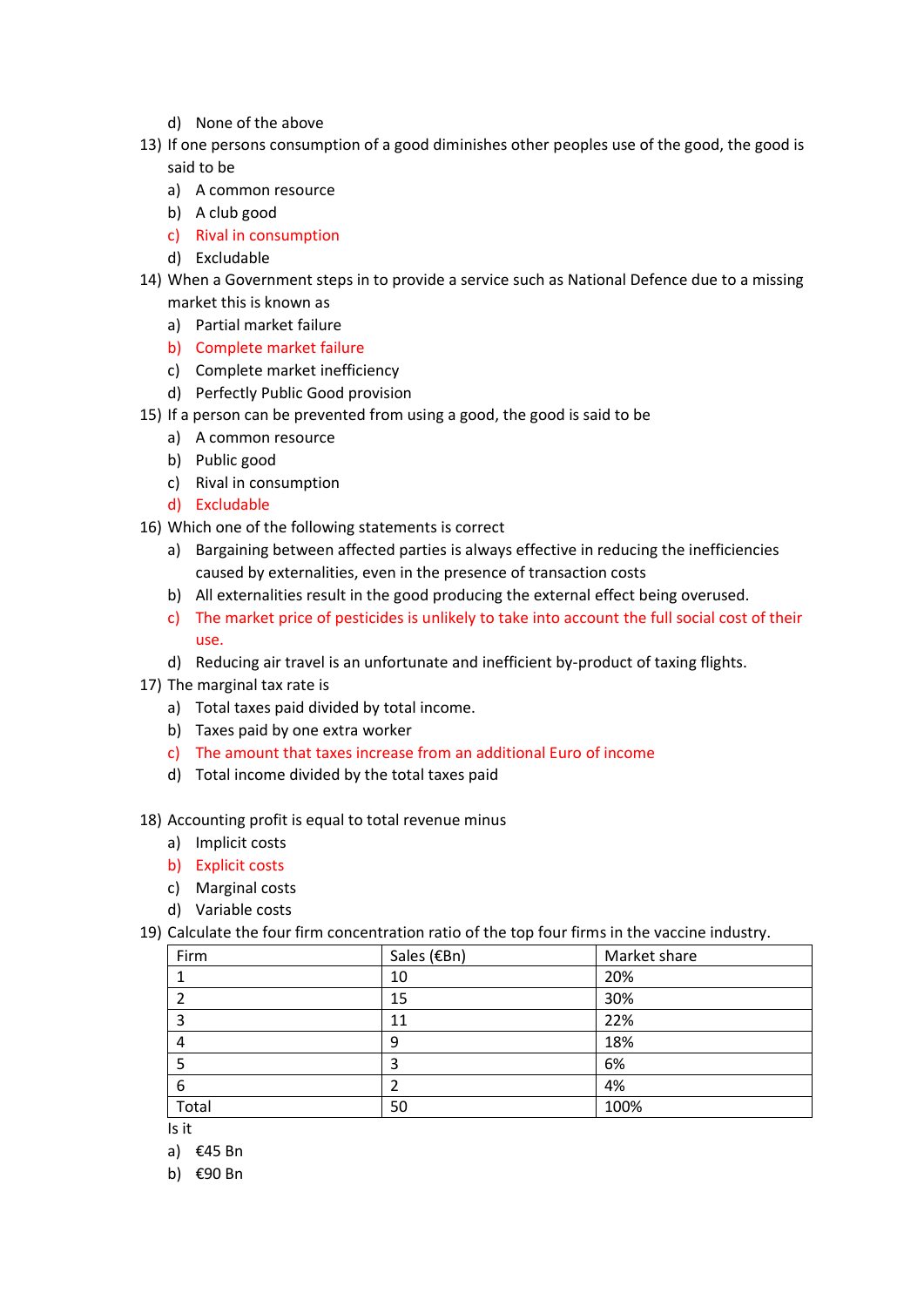d) None of the above

13) If one persons consumption of a good diminishes other peoples use of the good, the good is said to be
    a) A common resource
    b) A club good
    c) Rival in consumption
    d) Excludable
14) When a Government steps in to provide a service such as National Defence due to a missing market this is known as
    a) Partial market failure
    b) Complete market failure
    c) Complete market inefficiency
    d) Perfectly Public Good provision
15) If a person can be prevented from using a good, the good is said to be
    a) A common resource
    b) Public good
    c) Rival in consumption
    d) Excludable
16) Which one of the following statements is correct
    a) Bargaining between affected parties is always effective in reducing the inefficiencies caused by externalities, even in the presence of transaction costs
    b) All externalities result in the good producing the external effect being overused.
    c) The market price of pesticides is unlikely to take into account the full social cost of their use.
    d) Reducing air travel is an unfortunate and inefficient by-product of taxing flights.
17) The marginal tax rate is
    a) Total taxes paid divided by total income.
    b) Taxes paid by one extra worker
    c) The amount that taxes increase from an additional Euro of income
    d) Total income divided by the total taxes paid

18) Accounting profit is equal to total revenue minus
    a) Implicit costs
    b) Explicit costs
    c) Marginal costs
    d) Variable costs
19) Calculate the four firm concentration ratio of the top four firms in the vaccine industry.

| Firm | Sales (€Bn) | Market share |
|---|---|---|
| 1 | 10 | 20% |
| 2 | 15 | 30% |
| 3 | 11 | 22% |
| 4 | 9 | 18% |
| 5 | 3 | 6% |
| 6 | 2 | 4% |
| Total | 50 | 100% |

Is it

a) €45 Bn
b) €90 Bn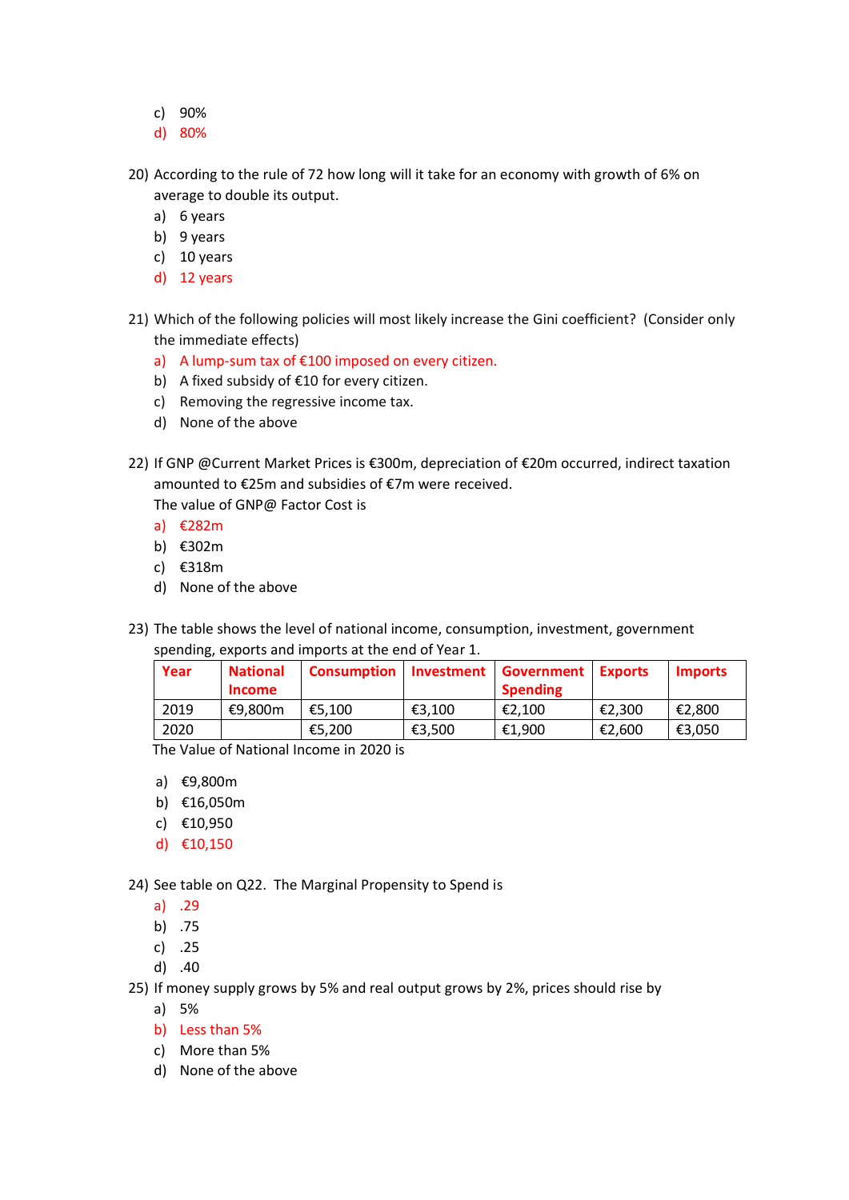c) 90%
d) 80%

20) According to the rule of 72 how long will it take for an economy with growth of 6% on average to double its output.
    a) 6 years
    b) 9 years
    c) 10 years
    d) 12 years

21) Which of the following policies will most likely increase the Gini coefficient? (Consider only the immediate effects)
    a) A lump-sum tax of €100 imposed on every citizen.
    b) A fixed subsidy of €10 for every citizen.
    c) Removing the regressive income tax.
    d) None of the above

22) If GNP @Current Market Prices is €300m, depreciation of €20m occurred, indirect taxation amounted to €25m and subsidies of €7m were received.
    The value of GNP@ Factor Cost is
    a) €282m
    b) €302m
    c) €318m
    d) None of the above

23) The table shows the level of national income, consumption, investment, government spending, exports and imports at the end of Year 1.

| Year | National Income | Consumption | Investment | Government Spending | Exports | Imports |
|---|---|---|---|---|---|---|
| 2019 | €9,800m | €5,100 | €3,100 | €2,100 | €2,300 | €2,800 |
| 2020 | | €5,200 | €3,500 | €1,900 | €2,600 | €3,050 |

The Value of National Income in 2020 is

    a) €9,800m
    b) €16,050m
    c) €10,950
    d) €10,150

24) See table on Q22. The Marginal Propensity to Spend is
    a) .29
    b) .75
    c) .25
    d) .40

25) If money supply grows by 5% and real output grows by 2%, prices should rise by
    a) 5%
    b) Less than 5%
    c) More than 5%
    d) None of the above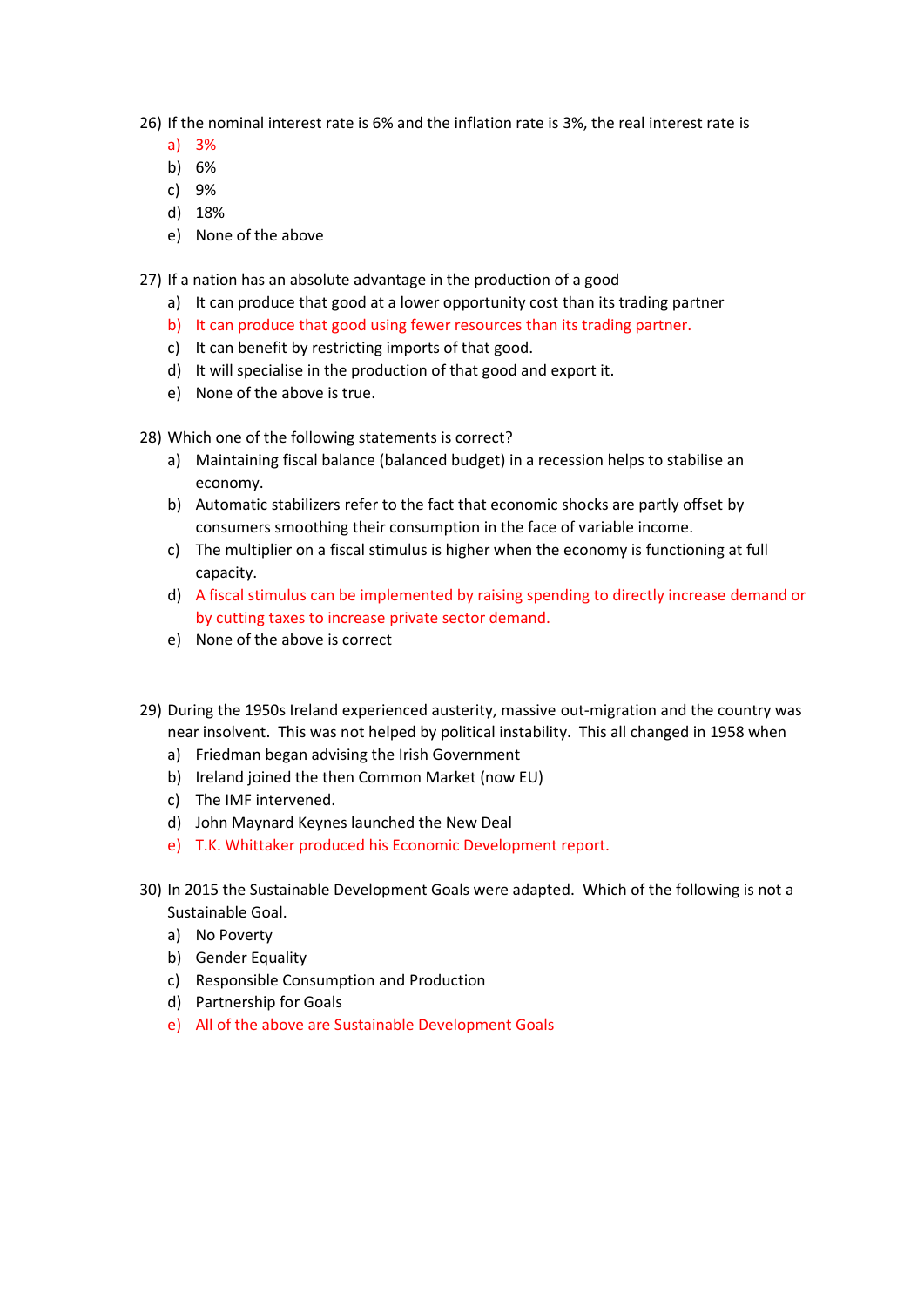26) If the nominal interest rate is 6% and the inflation rate is 3%, the real interest rate is

   a) 3%
   b) 6%
   c) 9%
   d) 18%
   e) None of the above

27) If a nation has an absolute advantage in the production of a good

   a) It can produce that good at a lower opportunity cost than its trading partner
   b) It can produce that good using fewer resources than its trading partner.
   c) It can benefit by restricting imports of that good.
   d) It will specialise in the production of that good and export it.
   e) None of the above is true.

28) Which one of the following statements is correct?

   a) Maintaining fiscal balance (balanced budget) in a recession helps to stabilise an economy.
   b) Automatic stabilizers refer to the fact that economic shocks are partly offset by consumers smoothing their consumption in the face of variable income.
   c) The multiplier on a fiscal stimulus is higher when the economy is functioning at full capacity.
   d) A fiscal stimulus can be implemented by raising spending to directly increase demand or by cutting taxes to increase private sector demand.
   e) None of the above is correct

29) During the 1950s Ireland experienced austerity, massive out-migration and the country was near insolvent. This was not helped by political instability. This all changed in 1958 when

   a) Friedman began advising the Irish Government
   b) Ireland joined the then Common Market (now EU)
   c) The IMF intervened.
   d) John Maynard Keynes launched the New Deal
   e) T.K. Whittaker produced his Economic Development report.

30) In 2015 the Sustainable Development Goals were adapted. Which of the following is not a Sustainable Goal.

   a) No Poverty
   b) Gender Equality
   c) Responsible Consumption and Production
   d) Partnership for Goals
   e) All of the above are Sustainable Development Goals